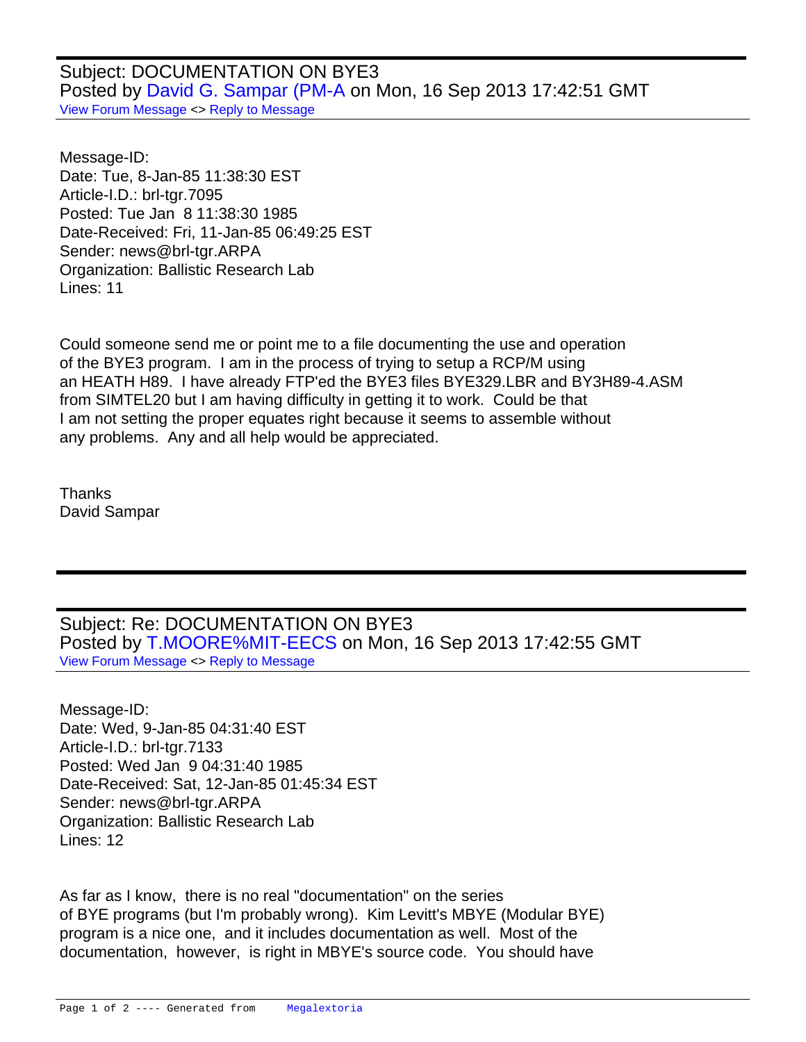## Subject: DOCUMENTATION ON BYE3

Posted by David G. Sampar (PM-A on Mon, 16 Sep 2013 17:42:51 GMT

View Forum Message <> Reply to Message

Message-ID:
Date: Tue, 8-Jan-85 11:38:30 EST
Article-I.D.: brl-tgr.7095
Posted: Tue Jan 8 11:38:30 1985
Date-Received: Fri, 11-Jan-85 06:49:25 EST
Sender: news@brl-tgr.ARPA
Organization: Ballistic Research Lab
Lines: 11

Could someone send me or point me to a file documenting the use and operation of the BYE3 program. I am in the process of trying to setup a RCP/M using an HEATH H89. I have already FTP'ed the BYE3 files BYE329.LBR and BY3H89-4.ASM from SIMTEL20 but I am having difficulty in getting it to work. Could be that I am not setting the proper equates right because it seems to assemble without any problems. Any and all help would be appreciated.

Thanks
David Sampar

---

## Subject: Re: DOCUMENTATION ON BYE3

Posted by T.MOORE%MIT-EECS on Mon, 16 Sep 2013 17:42:55 GMT

View Forum Message <> Reply to Message

Message-ID:
Date: Wed, 9-Jan-85 04:31:40 EST
Article-I.D.: brl-tgr.7133
Posted: Wed Jan 9 04:31:40 1985
Date-Received: Sat, 12-Jan-85 01:45:34 EST
Sender: news@brl-tgr.ARPA
Organization: Ballistic Research Lab
Lines: 12

As far as I know, there is no real "documentation" on the series of BYE programs (but I'm probably wrong). Kim Levitt's MBYE (Modular BYE) program is a nice one, and it includes documentation as well. Most of the documentation, however, is right in MBYE's source code. You should have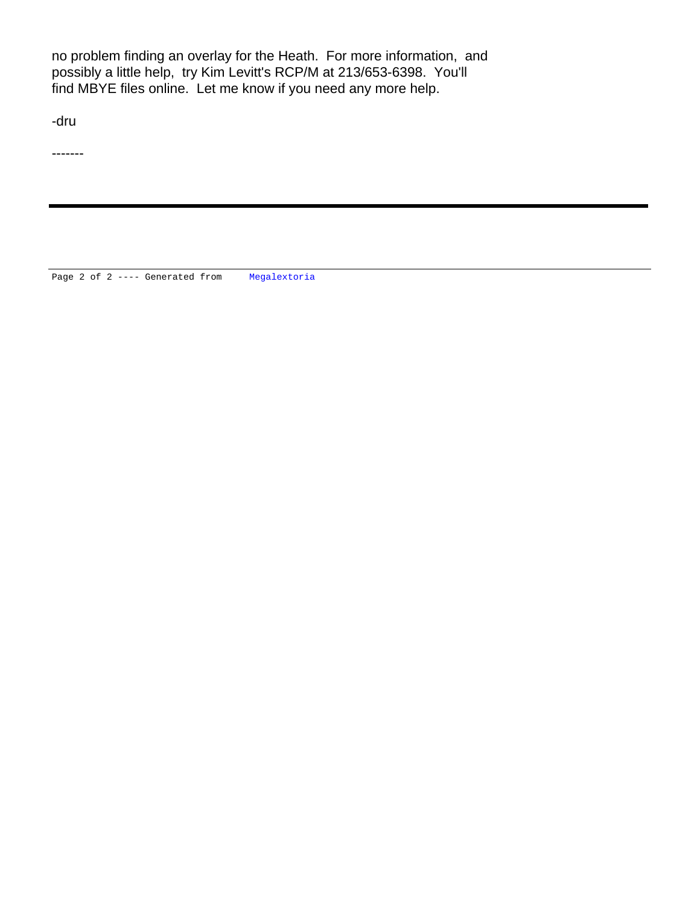no problem finding an overlay for the Heath. For more information, and possibly a little help, try Kim Levitt's RCP/M at 213/653-6398. You'll find MBYE files online. Let me know if you need any more help.

-dru

-------